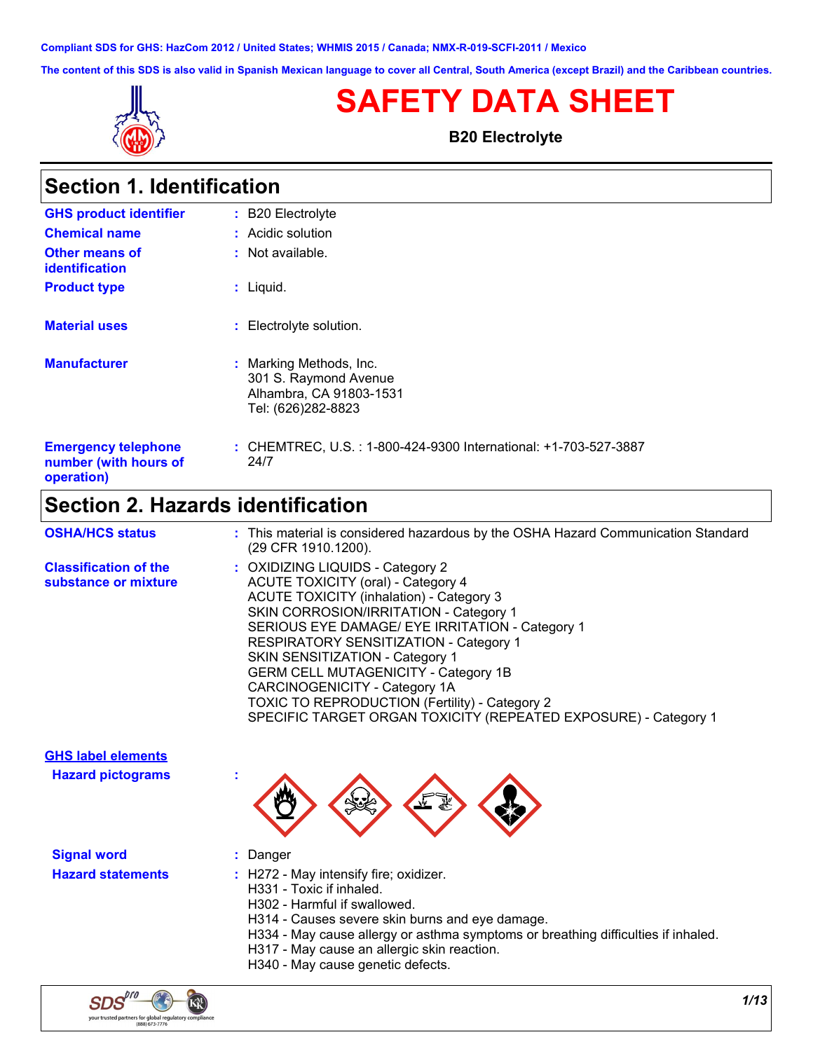Compliant SDS for GHS: HazCom 2012 / United States; WHMIS 2015 / Canada; NMX-R-019-SCFI-2011 / Mexico

The content of this SDS is also valid in Spanish Mexican language to cover all Central, South America (except Brazil) and the Caribbean countries.

# SAFETY DATA SHEET

**B20 Electrolyte**

## Section 1. Identification

| | |
|---|---|
| **GHS product identifier** | : B20 Electrolyte |
| **Chemical name** | : Acidic solution |
| **Other means of identification** | : Not available. |
| **Product type** | : Liquid. |
| **Material uses** | : Electrolyte solution. |
| **Manufacturer** | : Marking Methods, Inc.<br>301 S. Raymond Avenue<br>Alhambra, CA 91803-1531<br>Tel: (626)282-8823 |
| **Emergency telephone number (with hours of operation)** | : CHEMTREC, U.S. : 1-800-424-9300 International: +1-703-527-3887 24/7 |

## Section 2. Hazards identification

**OSHA/HCS status** : This material is considered hazardous by the OSHA Hazard Communication Standard (29 CFR 1910.1200).

**Classification of the substance or mixture** :
OXIDIZING LIQUIDS - Category 2
ACUTE TOXICITY (oral) - Category 4
ACUTE TOXICITY (inhalation) - Category 3
SKIN CORROSION/IRRITATION - Category 1
SERIOUS EYE DAMAGE/ EYE IRRITATION - Category 1
RESPIRATORY SENSITIZATION - Category 1
SKIN SENSITIZATION - Category 1
GERM CELL MUTAGENICITY - Category 1B
CARCINOGENICITY - Category 1A
TOXIC TO REPRODUCTION (Fertility) - Category 2
SPECIFIC TARGET ORGAN TOXICITY (REPEATED EXPOSURE) - Category 1

**GHS label elements**

**Hazard pictograms** :

**Signal word** : Danger

**Hazard statements** :
H272 - May intensify fire; oxidizer.
H331 - Toxic if inhaled.
H302 - Harmful if swallowed.
H314 - Causes severe skin burns and eye damage.
H334 - May cause allergy or asthma symptoms or breathing difficulties if inhaled.
H317 - May cause an allergic skin reaction.
H340 - May cause genetic defects.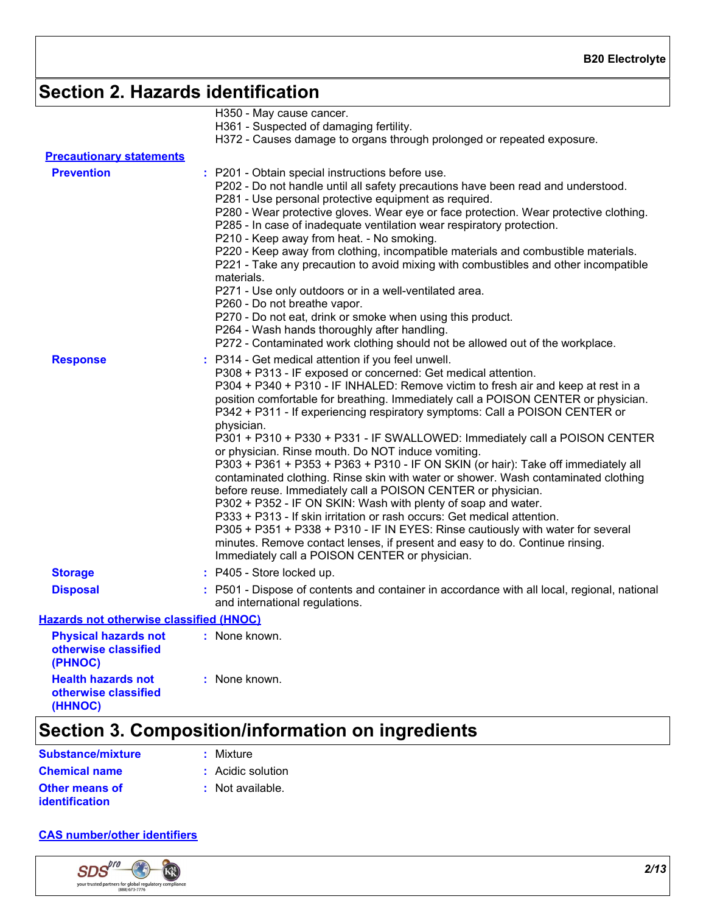## Section 2. Hazards identification

H350 - May cause cancer.
H361 - Suspected of damaging fertility.
H372 - Causes damage to organs through prolonged or repeated exposure.

**Precautionary statements**

**Prevention** : P201 - Obtain special instructions before use.
P202 - Do not handle until all safety precautions have been read and understood.
P281 - Use personal protective equipment as required.
P280 - Wear protective gloves. Wear eye or face protection. Wear protective clothing.
P285 - In case of inadequate ventilation wear respiratory protection.
P210 - Keep away from heat. - No smoking.
P220 - Keep away from clothing, incompatible materials and combustible materials.
P221 - Take any precaution to avoid mixing with combustibles and other incompatible materials.
P271 - Use only outdoors or in a well-ventilated area.
P260 - Do not breathe vapor.
P270 - Do not eat, drink or smoke when using this product.
P264 - Wash hands thoroughly after handling.
P272 - Contaminated work clothing should not be allowed out of the workplace.

**Response** : P314 - Get medical attention if you feel unwell.
P308 + P313 - IF exposed or concerned: Get medical attention.
P304 + P340 + P310 - IF INHALED: Remove victim to fresh air and keep at rest in a position comfortable for breathing. Immediately call a POISON CENTER or physician.
P342 + P311 - If experiencing respiratory symptoms: Call a POISON CENTER or physician.
P301 + P310 + P330 + P331 - IF SWALLOWED: Immediately call a POISON CENTER or physician. Rinse mouth. Do NOT induce vomiting.
P303 + P361 + P353 + P363 + P310 - IF ON SKIN (or hair): Take off immediately all contaminated clothing. Rinse skin with water or shower. Wash contaminated clothing before reuse. Immediately call a POISON CENTER or physician.
P302 + P352 - IF ON SKIN: Wash with plenty of soap and water.
P333 + P313 - If skin irritation or rash occurs: Get medical attention.
P305 + P351 + P338 + P310 - IF IN EYES: Rinse cautiously with water for several minutes. Remove contact lenses, if present and easy to do. Continue rinsing. Immediately call a POISON CENTER or physician.

**Storage** : P405 - Store locked up.

**Disposal** : P501 - Dispose of contents and container in accordance with all local, regional, national and international regulations.

**Hazards not otherwise classified (HNOC)**

**Physical hazards not otherwise classified (PHNOC)** : None known.

**Health hazards not otherwise classified (HHNOC)** : None known.

## Section 3. Composition/information on ingredients

**Substance/mixture** : Mixture

**Chemical name** : Acidic solution

**Other means of identification** : Not available.

**CAS number/other identifiers**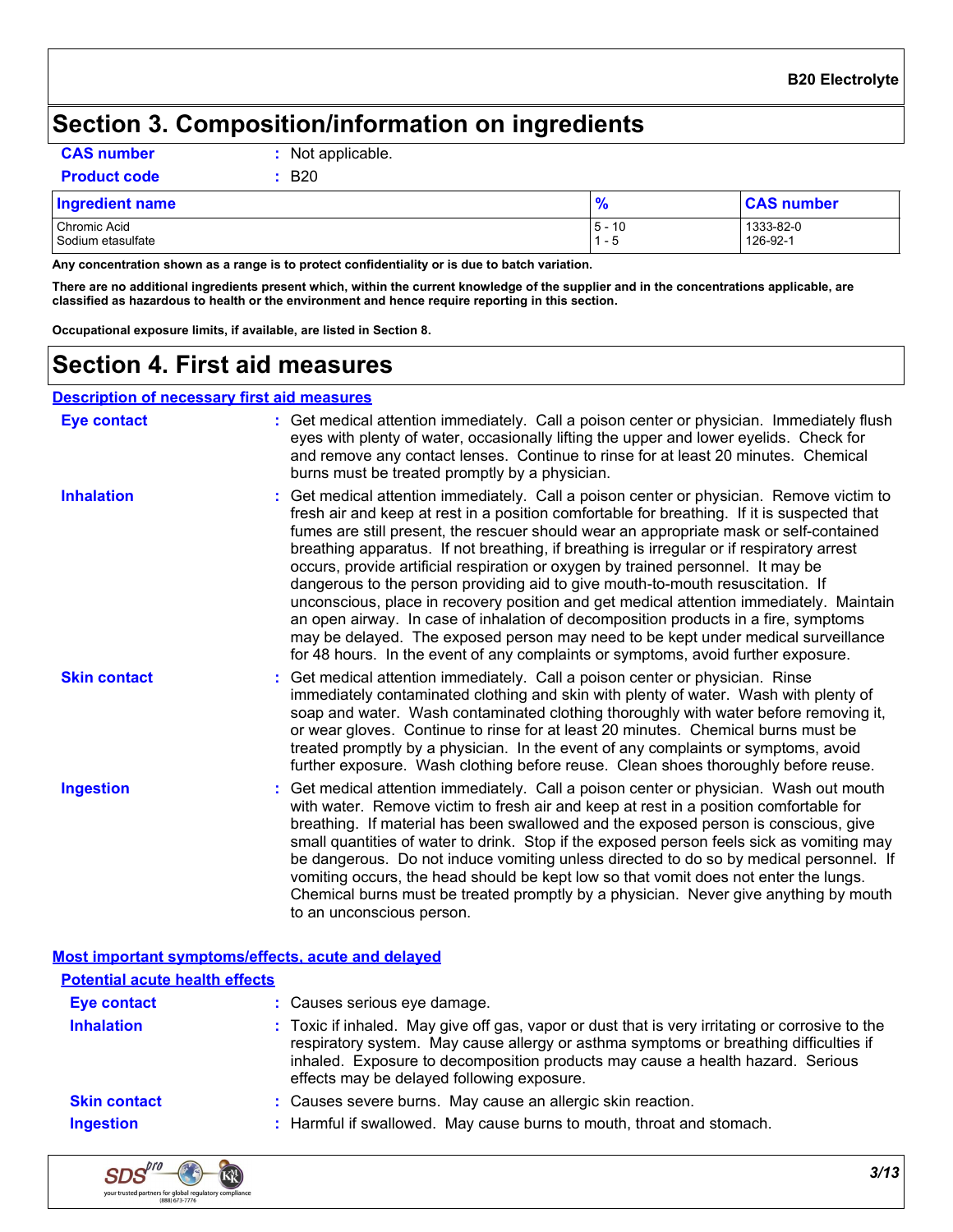# Section 3. Composition/information on ingredients

**CAS number** : Not applicable.

**Product code** : B20

| Ingredient name | % | CAS number |
|---|---|---|
| Chromic Acid | 5 - 10 | 1333-82-0 |
| Sodium etasulfate | 1 - 5 | 126-92-1 |

**Any concentration shown as a range is to protect confidentiality or is due to batch variation.**

**There are no additional ingredients present which, within the current knowledge of the supplier and in the concentrations applicable, are classified as hazardous to health or the environment and hence require reporting in this section.**

**Occupational exposure limits, if available, are listed in Section 8.**

# Section 4. First aid measures

## Description of necessary first aid measures

**Eye contact** : Get medical attention immediately. Call a poison center or physician. Immediately flush eyes with plenty of water, occasionally lifting the upper and lower eyelids. Check for and remove any contact lenses. Continue to rinse for at least 20 minutes. Chemical burns must be treated promptly by a physician.

**Inhalation** : Get medical attention immediately. Call a poison center or physician. Remove victim to fresh air and keep at rest in a position comfortable for breathing. If it is suspected that fumes are still present, the rescuer should wear an appropriate mask or self-contained breathing apparatus. If not breathing, if breathing is irregular or if respiratory arrest occurs, provide artificial respiration or oxygen by trained personnel. It may be dangerous to the person providing aid to give mouth-to-mouth resuscitation. If unconscious, place in recovery position and get medical attention immediately. Maintain an open airway. In case of inhalation of decomposition products in a fire, symptoms may be delayed. The exposed person may need to be kept under medical surveillance for 48 hours. In the event of any complaints or symptoms, avoid further exposure.

**Skin contact** : Get medical attention immediately. Call a poison center or physician. Rinse immediately contaminated clothing and skin with plenty of water. Wash with plenty of soap and water. Wash contaminated clothing thoroughly with water before removing it, or wear gloves. Continue to rinse for at least 20 minutes. Chemical burns must be treated promptly by a physician. In the event of any complaints or symptoms, avoid further exposure. Wash clothing before reuse. Clean shoes thoroughly before reuse.

**Ingestion** : Get medical attention immediately. Call a poison center or physician. Wash out mouth with water. Remove victim to fresh air and keep at rest in a position comfortable for breathing. If material has been swallowed and the exposed person is conscious, give small quantities of water to drink. Stop if the exposed person feels sick as vomiting may be dangerous. Do not induce vomiting unless directed to do so by medical personnel. If vomiting occurs, the head should be kept low so that vomit does not enter the lungs. Chemical burns must be treated promptly by a physician. Never give anything by mouth to an unconscious person.

## Most important symptoms/effects, acute and delayed

### Potential acute health effects

**Eye contact** : Causes serious eye damage.

**Inhalation** : Toxic if inhaled. May give off gas, vapor or dust that is very irritating or corrosive to the respiratory system. May cause allergy or asthma symptoms or breathing difficulties if inhaled. Exposure to decomposition products may cause a health hazard. Serious effects may be delayed following exposure.

**Skin contact** : Causes severe burns. May cause an allergic skin reaction.

**Ingestion** : Harmful if swallowed. May cause burns to mouth, throat and stomach.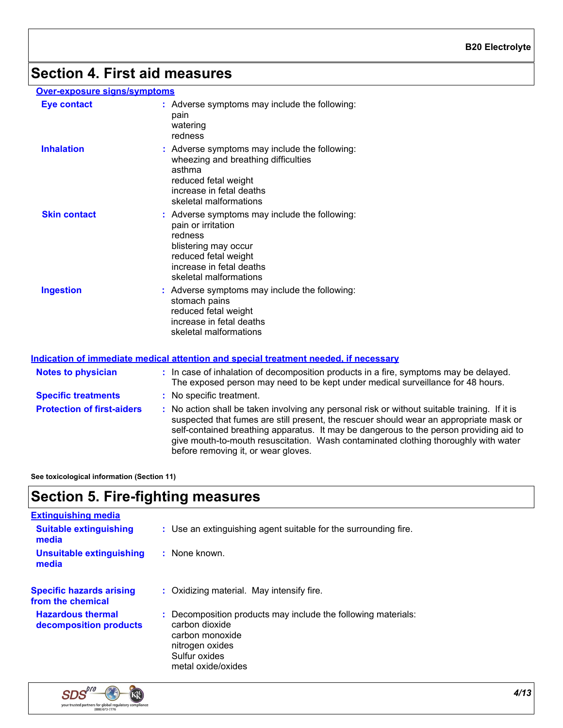## Section 4. First aid measures

**Over-exposure signs/symptoms**

| | |
|---|---|
| **Eye contact** | Adverse symptoms may include the following:<br>pain<br>watering<br>redness |
| **Inhalation** | Adverse symptoms may include the following:<br>wheezing and breathing difficulties<br>asthma<br>reduced fetal weight<br>increase in fetal deaths<br>skeletal malformations |
| **Skin contact** | Adverse symptoms may include the following:<br>pain or irritation<br>redness<br>blistering may occur<br>reduced fetal weight<br>increase in fetal deaths<br>skeletal malformations |
| **Ingestion** | Adverse symptoms may include the following:<br>stomach pains<br>reduced fetal weight<br>increase in fetal deaths<br>skeletal malformations |

**Indication of immediate medical attention and special treatment needed, if necessary**

| | |
|---|---|
| **Notes to physician** | In case of inhalation of decomposition products in a fire, symptoms may be delayed. The exposed person may need to be kept under medical surveillance for 48 hours. |
| **Specific treatments** | No specific treatment. |
| **Protection of first-aiders** | No action shall be taken involving any personal risk or without suitable training. If it is suspected that fumes are still present, the rescuer should wear an appropriate mask or self-contained breathing apparatus. It may be dangerous to the person providing aid to give mouth-to-mouth resuscitation. Wash contaminated clothing thoroughly with water before removing it, or wear gloves. |

**See toxicological information (Section 11)**

## Section 5. Fire-fighting measures

**Extinguishing media**

| | |
|---|---|
| **Suitable extinguishing media** | Use an extinguishing agent suitable for the surrounding fire. |
| **Unsuitable extinguishing media** | None known. |
| **Specific hazards arising from the chemical** | Oxidizing material. May intensify fire. |
| **Hazardous thermal decomposition products** | Decomposition products may include the following materials:<br>carbon dioxide<br>carbon monoxide<br>nitrogen oxides<br>Sulfur oxides<br>metal oxide/oxides |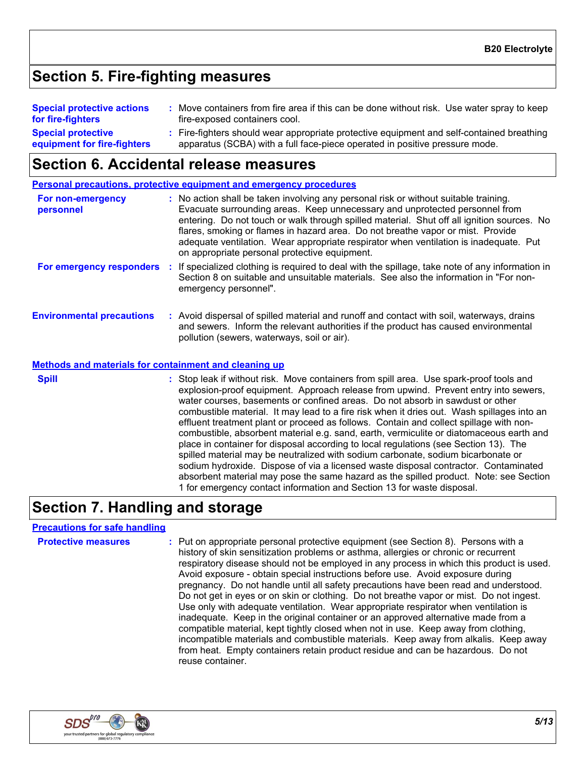## Section 5. Fire-fighting measures

**Special protective actions for fire-fighters** : Move containers from fire area if this can be done without risk. Use water spray to keep fire-exposed containers cool.

**Special protective equipment for fire-fighters** : Fire-fighters should wear appropriate protective equipment and self-contained breathing apparatus (SCBA) with a full face-piece operated in positive pressure mode.

## Section 6. Accidental release measures

### Personal precautions, protective equipment and emergency procedures

**For non-emergency personnel** : No action shall be taken involving any personal risk or without suitable training. Evacuate surrounding areas. Keep unnecessary and unprotected personnel from entering. Do not touch or walk through spilled material. Shut off all ignition sources. No flares, smoking or flames in hazard area. Do not breathe vapor or mist. Provide adequate ventilation. Wear appropriate respirator when ventilation is inadequate. Put on appropriate personal protective equipment.

**For emergency responders** : If specialized clothing is required to deal with the spillage, take note of any information in Section 8 on suitable and unsuitable materials. See also the information in "For non-emergency personnel".

**Environmental precautions** : Avoid dispersal of spilled material and runoff and contact with soil, waterways, drains and sewers. Inform the relevant authorities if the product has caused environmental pollution (sewers, waterways, soil or air).

### Methods and materials for containment and cleaning up

**Spill** : Stop leak if without risk. Move containers from spill area. Use spark-proof tools and explosion-proof equipment. Approach release from upwind. Prevent entry into sewers, water courses, basements or confined areas. Do not absorb in sawdust or other combustible material. It may lead to a fire risk when it dries out. Wash spillages into an effluent treatment plant or proceed as follows. Contain and collect spillage with non-combustible, absorbent material e.g. sand, earth, vermiculite or diatomaceous earth and place in container for disposal according to local regulations (see Section 13). The spilled material may be neutralized with sodium carbonate, sodium bicarbonate or sodium hydroxide. Dispose of via a licensed waste disposal contractor. Contaminated absorbent material may pose the same hazard as the spilled product. Note: see Section 1 for emergency contact information and Section 13 for waste disposal.

## Section 7. Handling and storage

### Precautions for safe handling

**Protective measures** : Put on appropriate personal protective equipment (see Section 8). Persons with a history of skin sensitization problems or asthma, allergies or chronic or recurrent respiratory disease should not be employed in any process in which this product is used. Avoid exposure - obtain special instructions before use. Avoid exposure during pregnancy. Do not handle until all safety precautions have been read and understood. Do not get in eyes or on skin or clothing. Do not breathe vapor or mist. Do not ingest. Use only with adequate ventilation. Wear appropriate respirator when ventilation is inadequate. Keep in the original container or an approved alternative made from a compatible material, kept tightly closed when not in use. Keep away from clothing, incompatible materials and combustible materials. Keep away from alkalis. Keep away from heat. Empty containers retain product residue and can be hazardous. Do not reuse container.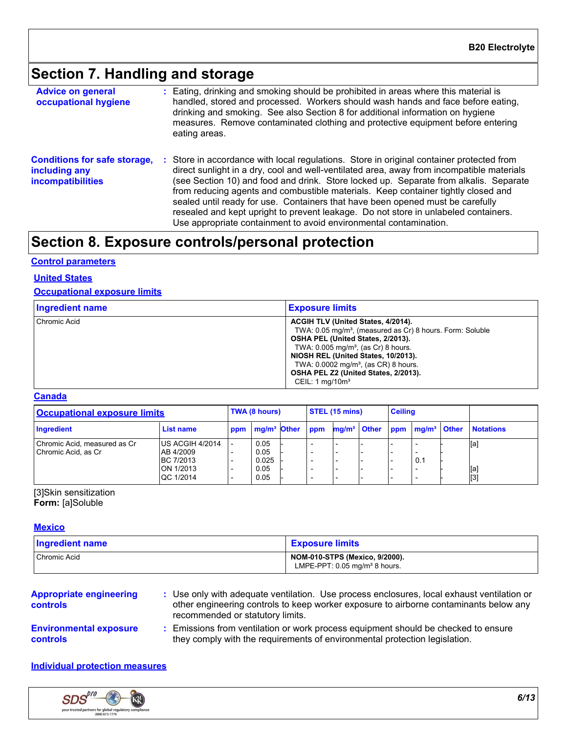## Section 7. Handling and storage

**Advice on general occupational hygiene** : Eating, drinking and smoking should be prohibited in areas where this material is handled, stored and processed. Workers should wash hands and face before eating, drinking and smoking. See also Section 8 for additional information on hygiene measures. Remove contaminated clothing and protective equipment before entering eating areas.

**Conditions for safe storage, including any incompatibilities** : Store in accordance with local regulations. Store in original container protected from direct sunlight in a dry, cool and well-ventilated area, away from incompatible materials (see Section 10) and food and drink. Store locked up. Separate from alkalis. Separate from reducing agents and combustible materials. Keep container tightly closed and sealed until ready for use. Containers that have been opened must be carefully resealed and kept upright to prevent leakage. Do not store in unlabeled containers. Use appropriate containment to avoid environmental contamination.

## Section 8. Exposure controls/personal protection

### Control parameters

#### United States

#### Occupational exposure limits

| Ingredient name | Exposure limits |
|---|---|
| Chromic Acid | **ACGIH TLV (United States, 4/2014).**<br>TWA: 0.05 mg/m³, (measured as Cr) 8 hours. Form: Soluble<br>**OSHA PEL (United States, 2/2013).**<br>TWA: 0.005 mg/m³, (as Cr) 8 hours.<br>**NIOSH REL (United States, 10/2013).**<br>TWA: 0.0002 mg/m³, (as CR) 8 hours.<br>**OSHA PEL Z2 (United States, 2/2013).**<br>CEIL: 1 mg/10m³ |

#### Canada

| Occupational exposure limits | | TWA (8 hours) | | | STEL (15 mins) | | | Ceiling | | | |
|---|---|---|---|---|---|---|---|---|---|---|---|
| Ingredient | List name | ppm | mg/m³ | Other | ppm | mg/m³ | Other | ppm | mg/m³ | Other | Notations |
| Chromic Acid, measured as Cr | US ACGIH 4/2014 | - | 0.05 | - | - | - | - | - | - | - | [a] |
| Chromic Acid, as Cr | AB 4/2009 | - | 0.05 | - | - | - | - | - | - | - | |
| | BC 7/2013 | - | 0.025 | - | - | - | - | - | 0.1 | - | |
| | ON 1/2013 | - | 0.05 | - | - | - | - | - | - | - | [a] |
| | QC 1/2014 | - | 0.05 | - | - | - | - | - | - | - | [3] |

[3]Skin sensitization
**Form:** [a]Soluble

#### Mexico

| Ingredient name | Exposure limits |
|---|---|
| Chromic Acid | **NOM-010-STPS (Mexico, 9/2000).**<br>LMPE-PPT: 0.05 mg/m³ 8 hours. |

**Appropriate engineering controls** : Use only with adequate ventilation. Use process enclosures, local exhaust ventilation or other engineering controls to keep worker exposure to airborne contaminants below any recommended or statutory limits.

**Environmental exposure controls** : Emissions from ventilation or work process equipment should be checked to ensure they comply with the requirements of environmental protection legislation.

### Individual protection measures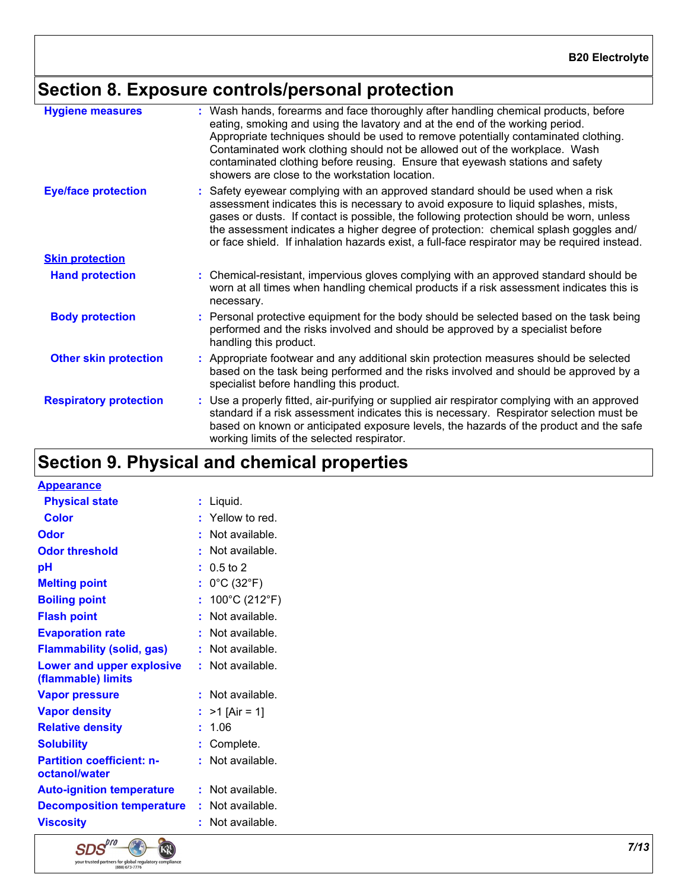## Section 8. Exposure controls/personal protection

**Hygiene measures** : Wash hands, forearms and face thoroughly after handling chemical products, before eating, smoking and using the lavatory and at the end of the working period. Appropriate techniques should be used to remove potentially contaminated clothing. Contaminated work clothing should not be allowed out of the workplace. Wash contaminated clothing before reusing. Ensure that eyewash stations and safety showers are close to the workstation location.

**Eye/face protection** : Safety eyewear complying with an approved standard should be used when a risk assessment indicates this is necessary to avoid exposure to liquid splashes, mists, gases or dusts. If contact is possible, the following protection should be worn, unless the assessment indicates a higher degree of protection: chemical splash goggles and/ or face shield. If inhalation hazards exist, a full-face respirator may be required instead.

**Skin protection**

**Hand protection** : Chemical-resistant, impervious gloves complying with an approved standard should be worn at all times when handling chemical products if a risk assessment indicates this is necessary.

**Body protection** : Personal protective equipment for the body should be selected based on the task being performed and the risks involved and should be approved by a specialist before handling this product.

**Other skin protection** : Appropriate footwear and any additional skin protection measures should be selected based on the task being performed and the risks involved and should be approved by a specialist before handling this product.

**Respiratory protection** : Use a properly fitted, air-purifying or supplied air respirator complying with an approved standard if a risk assessment indicates this is necessary. Respirator selection must be based on known or anticipated exposure levels, the hazards of the product and the safe working limits of the selected respirator.

## Section 9. Physical and chemical properties

**Appearance**

**Physical state** : Liquid.

**Color** : Yellow to red.

**Odor** : Not available.

**Odor threshold** : Not available.

**pH** : 0.5 to 2

**Melting point** : 0°C (32°F)

**Boiling point** : 100°C (212°F)

**Flash point** : Not available.

**Evaporation rate** : Not available.

**Flammability (solid, gas)** : Not available.

**Lower and upper explosive (flammable) limits** : Not available.

**Vapor pressure** : Not available.

**Vapor density** : >1 [Air = 1]

**Relative density** : 1.06

**Solubility** : Complete.

**Partition coefficient: n-octanol/water** : Not available.

**Auto-ignition temperature** : Not available.

**Decomposition temperature** : Not available.

**Viscosity** : Not available.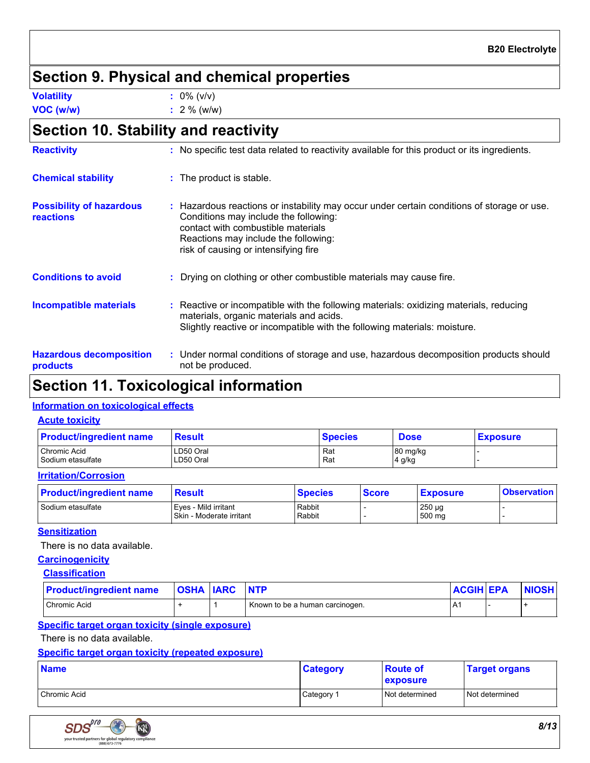## Section 9. Physical and chemical properties

**Volatility** : 0% (v/v)

**VOC (w/w)** : 2 % (w/w)

## Section 10. Stability and reactivity

**Reactivity** : No specific test data related to reactivity available for this product or its ingredients.

**Chemical stability** : The product is stable.

**Possibility of hazardous reactions** : Hazardous reactions or instability may occur under certain conditions of storage or use.
Conditions may include the following:
contact with combustible materials
Reactions may include the following:
risk of causing or intensifying fire

**Conditions to avoid** : Drying on clothing or other combustible materials may cause fire.

**Incompatible materials** : Reactive or incompatible with the following materials: oxidizing materials, reducing materials, organic materials and acids.
Slightly reactive or incompatible with the following materials: moisture.

**Hazardous decomposition products** : Under normal conditions of storage and use, hazardous decomposition products should not be produced.

## Section 11. Toxicological information

### Information on toxicological effects

#### Acute toxicity

| Product/ingredient name | Result | Species | Dose | Exposure |
|---|---|---|---|---|
| Chromic Acid | LD50 Oral | Rat | 80 mg/kg | - |
| Sodium etasulfate | LD50 Oral | Rat | 4 g/kg | - |

#### Irritation/Corrosion

| Product/ingredient name | Result | Species | Score | Exposure | Observation |
|---|---|---|---|---|---|
| Sodium etasulfate | Eyes - Mild irritant | Rabbit | - | 250 µg | - |
| | Skin - Moderate irritant | Rabbit | - | 500 mg | - |

#### Sensitization

There is no data available.

#### Carcinogenicity

##### Classification

| Product/ingredient name | OSHA | IARC | NTP | ACGIH | EPA | NIOSH |
|---|---|---|---|---|---|---|
| Chromic Acid | + | 1 | Known to be a human carcinogen. | A1 | - | + |

#### Specific target organ toxicity (single exposure)

There is no data available.

#### Specific target organ toxicity (repeated exposure)

| Name | Category | Route of exposure | Target organs |
|---|---|---|---|
| Chromic Acid | Category 1 | Not determined | Not determined |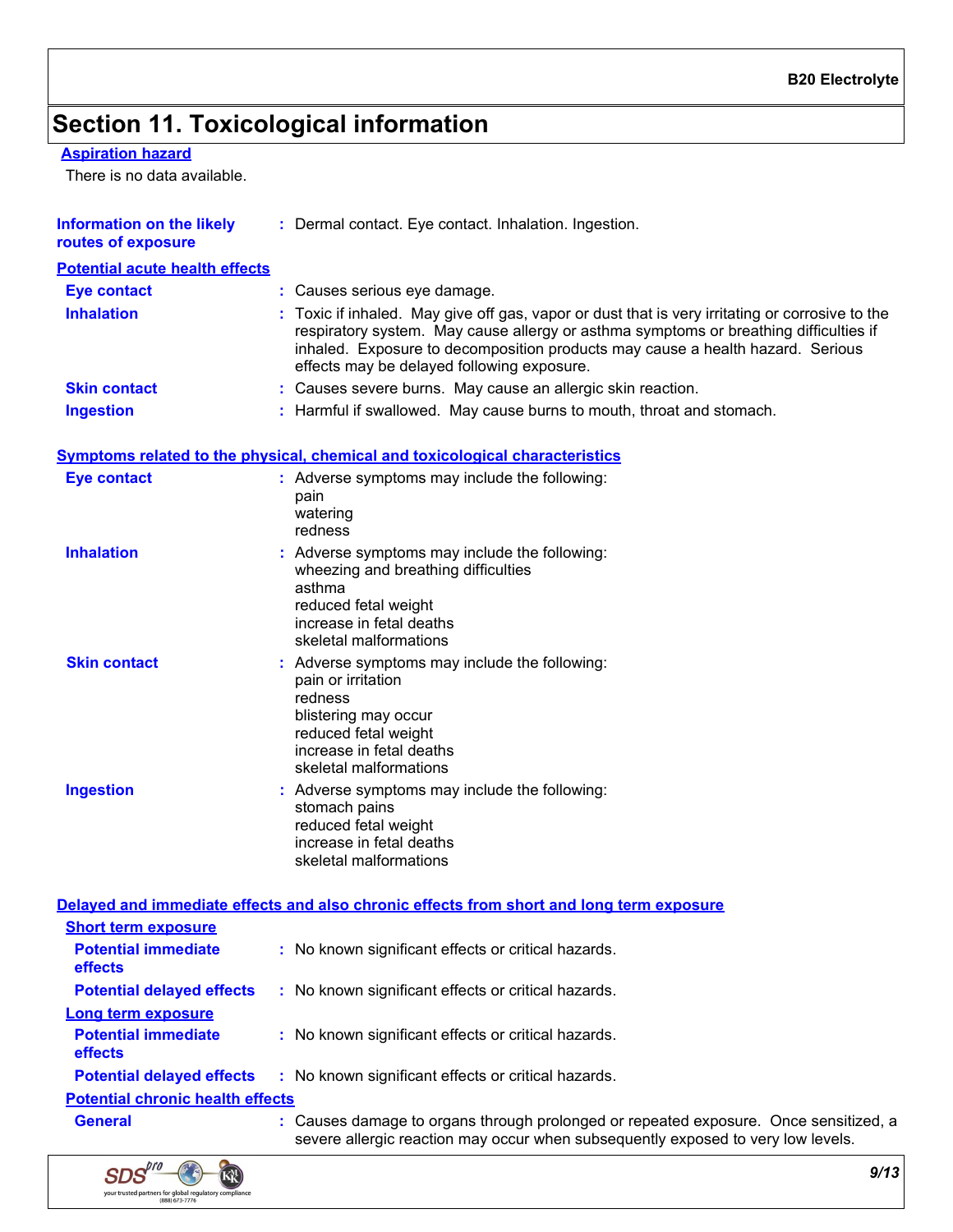## Section 11. Toxicological information

**Aspiration hazard**

There is no data available.

**Information on the likely routes of exposure** : Dermal contact. Eye contact. Inhalation. Ingestion.

**Potential acute health effects**

**Eye contact** : Causes serious eye damage.

**Inhalation** : Toxic if inhaled. May give off gas, vapor or dust that is very irritating or corrosive to the respiratory system. May cause allergy or asthma symptoms or breathing difficulties if inhaled. Exposure to decomposition products may cause a health hazard. Serious effects may be delayed following exposure.

**Skin contact** : Causes severe burns. May cause an allergic skin reaction.

**Ingestion** : Harmful if swallowed. May cause burns to mouth, throat and stomach.

**Symptoms related to the physical, chemical and toxicological characteristics**

**Eye contact** : Adverse symptoms may include the following:
pain
watering
redness

**Inhalation** : Adverse symptoms may include the following:
wheezing and breathing difficulties
asthma
reduced fetal weight
increase in fetal deaths
skeletal malformations

**Skin contact** : Adverse symptoms may include the following:
pain or irritation
redness
blistering may occur
reduced fetal weight
increase in fetal deaths
skeletal malformations

**Ingestion** : Adverse symptoms may include the following:
stomach pains
reduced fetal weight
increase in fetal deaths
skeletal malformations

**Delayed and immediate effects and also chronic effects from short and long term exposure**

**Short term exposure**

**Potential immediate effects** : No known significant effects or critical hazards.

**Potential delayed effects** : No known significant effects or critical hazards.

**Long term exposure**

**Potential immediate effects** : No known significant effects or critical hazards.

**Potential delayed effects** : No known significant effects or critical hazards.

**Potential chronic health effects**

**General** : Causes damage to organs through prolonged or repeated exposure. Once sensitized, a severe allergic reaction may occur when subsequently exposed to very low levels.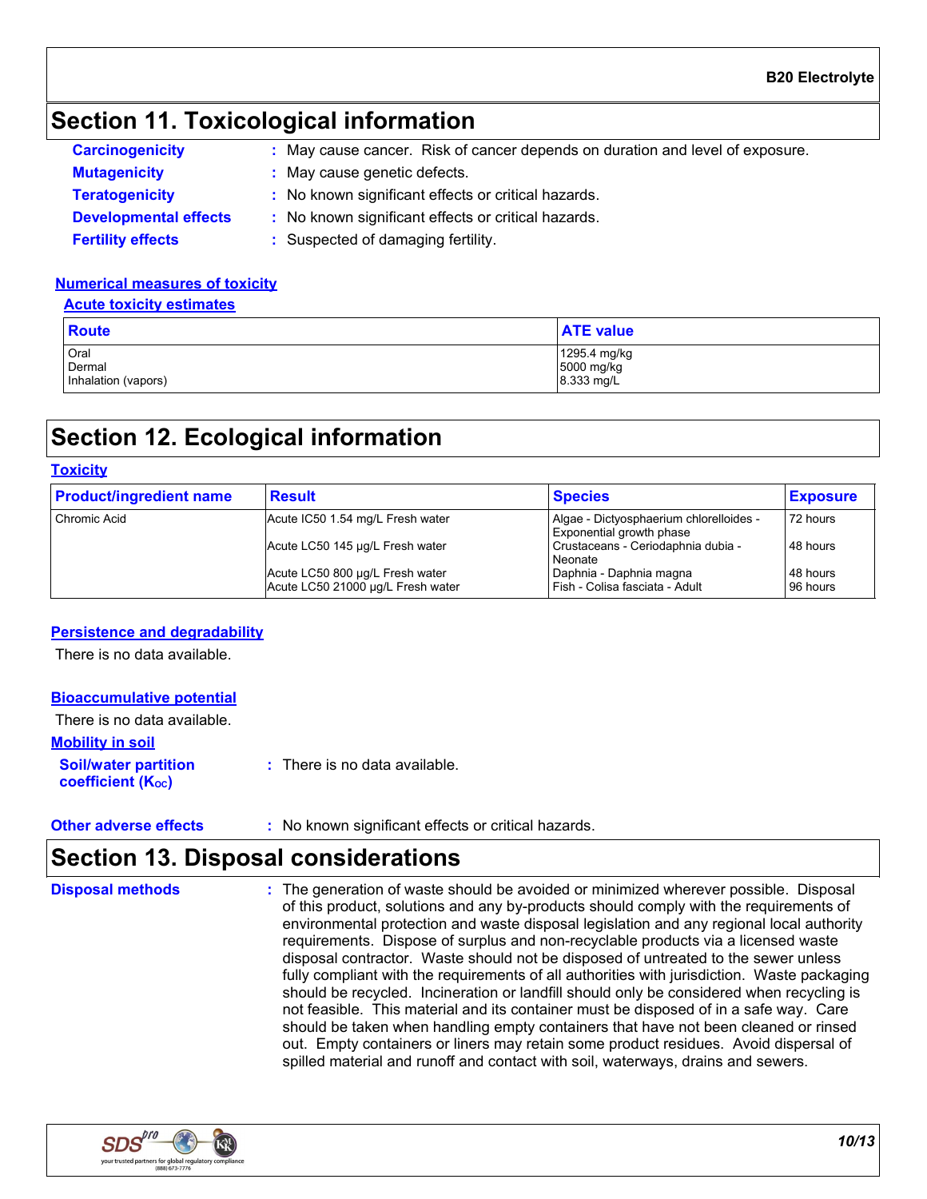## Section 11. Toxicological information

**Carcinogenicity** : May cause cancer. Risk of cancer depends on duration and level of exposure.

**Mutagenicity** : May cause genetic defects.

**Teratogenicity** : No known significant effects or critical hazards.

**Developmental effects** : No known significant effects or critical hazards.

**Fertility effects** : Suspected of damaging fertility.

### Numerical measures of toxicity

#### Acute toxicity estimates

| Route | ATE value |
|---|---|
| Oral | 1295.4 mg/kg |
| Dermal | 5000 mg/kg |
| Inhalation (vapors) | 8.333 mg/L |

## Section 12. Ecological information

### Toxicity

| Product/ingredient name | Result | Species | Exposure |
|---|---|---|---|
| Chromic Acid | Acute IC50 1.54 mg/L Fresh water | Algae - Dictyosphaerium chlorelloides - Exponential growth phase | 72 hours |
| | Acute LC50 145 µg/L Fresh water | Crustaceans - Ceriodaphnia dubia - Neonate | 48 hours |
| | Acute LC50 800 µg/L Fresh water | Daphnia - Daphnia magna | 48 hours |
| | Acute LC50 21000 µg/L Fresh water | Fish - Colisa fasciata - Adult | 96 hours |

### Persistence and degradability

There is no data available.

### Bioaccumulative potential

There is no data available.

### Mobility in soil

**Soil/water partition coefficient ($K_{OC}$)** : There is no data available.

**Other adverse effects** : No known significant effects or critical hazards.

## Section 13. Disposal considerations

**Disposal methods** : The generation of waste should be avoided or minimized wherever possible. Disposal of this product, solutions and any by-products should comply with the requirements of environmental protection and waste disposal legislation and any regional local authority requirements. Dispose of surplus and non-recyclable products via a licensed waste disposal contractor. Waste should not be disposed of untreated to the sewer unless fully compliant with the requirements of all authorities with jurisdiction. Waste packaging should be recycled. Incineration or landfill should only be considered when recycling is not feasible. This material and its container must be disposed of in a safe way. Care should be taken when handling empty containers that have not been cleaned or rinsed out. Empty containers or liners may retain some product residues. Avoid dispersal of spilled material and runoff and contact with soil, waterways, drains and sewers.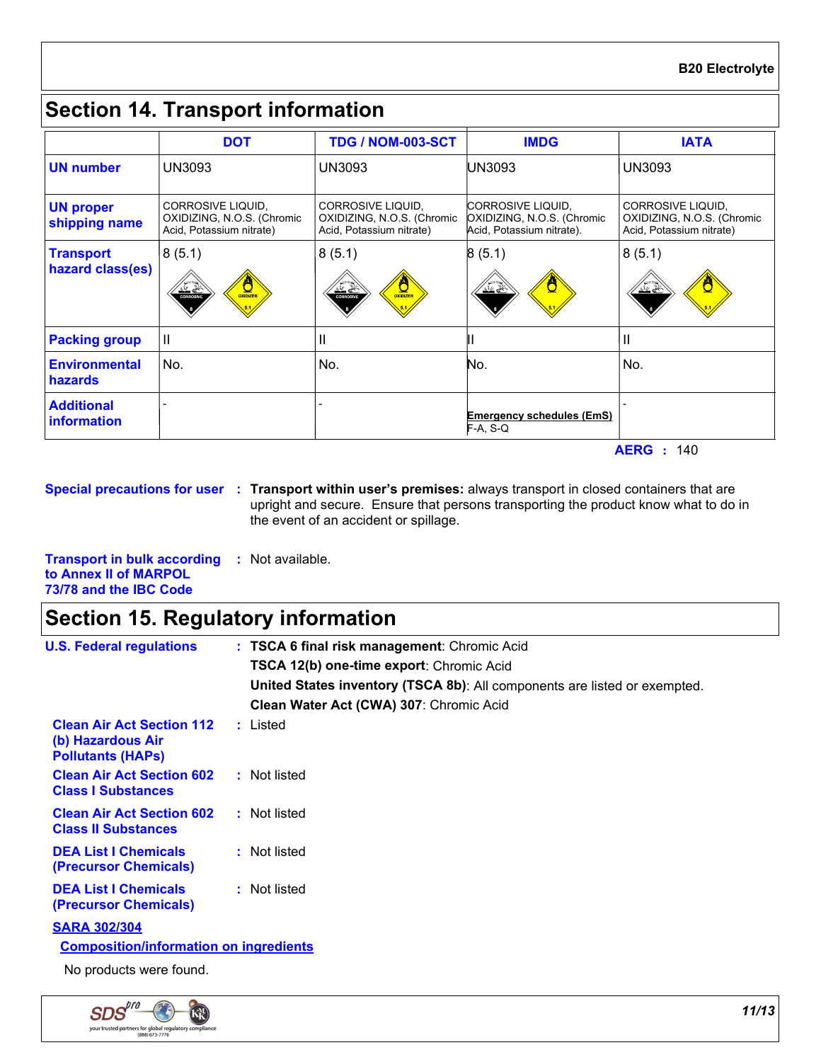## Section 14. Transport information

| | DOT | TDG / NOM-003-SCT | IMDG | IATA |
|---|---|---|---|---|
| **UN number** | UN3093 | UN3093 | UN3093 | UN3093 |
| **UN proper shipping name** | CORROSIVE LIQUID, OXIDIZING, N.O.S. (Chromic Acid, Potassium nitrate) | CORROSIVE LIQUID, OXIDIZING, N.O.S. (Chromic Acid, Potassium nitrate) | CORROSIVE LIQUID, OXIDIZING, N.O.S. (Chromic Acid, Potassium nitrate). | CORROSIVE LIQUID, OXIDIZING, N.O.S. (Chromic Acid, Potassium nitrate) |
| **Transport hazard class(es)** | 8 (5.1) | 8 (5.1) | 8 (5.1) | 8 (5.1) |
| **Packing group** | II | II | II | II |
| **Environmental hazards** | No. | No. | No. | No. |
| **Additional information** | - | - | **Emergency schedules (EmS)** F-A, S-Q | - |

**AERG** : 140

**Special precautions for user** : **Transport within user's premises:** always transport in closed containers that are upright and secure. Ensure that persons transporting the product know what to do in the event of an accident or spillage.

**Transport in bulk according to Annex II of MARPOL 73/78 and the IBC Code** : Not available.

## Section 15. Regulatory information

**U.S. Federal regulations** : **TSCA 6 final risk management**: Chromic Acid

**TSCA 12(b) one-time export**: Chromic Acid

**United States inventory (TSCA 8b)**: All components are listed or exempted.

**Clean Water Act (CWA) 307**: Chromic Acid

**Clean Air Act Section 112 (b) Hazardous Air Pollutants (HAPs)** : Listed

**Clean Air Act Section 602 Class I Substances** : Not listed

**Clean Air Act Section 602 Class II Substances** : Not listed

**DEA List I Chemicals (Precursor Chemicals)** : Not listed

**DEA List I Chemicals (Precursor Chemicals)** : Not listed

**SARA 302/304**

**Composition/information on ingredients**

No products were found.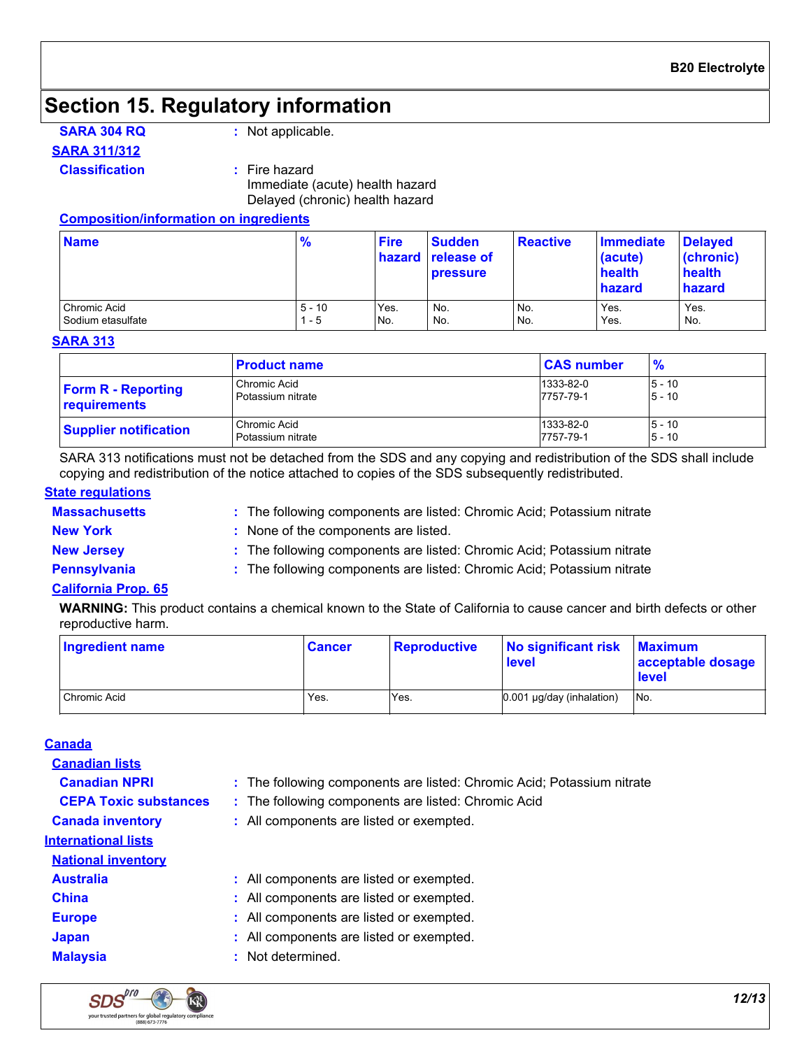# Section 15. Regulatory information

**SARA 304 RQ** : Not applicable.

**SARA 311/312**

**Classification** : Fire hazard
Immediate (acute) health hazard
Delayed (chronic) health hazard

**Composition/information on ingredients**

| Name | % | Fire hazard | Sudden release of pressure | Reactive | Immediate (acute) health hazard | Delayed (chronic) health hazard |
|---|---|---|---|---|---|---|
| Chromic Acid | 5 - 10 | Yes. | No. | No. | Yes. | Yes. |
| Sodium etasulfate | 1 - 5 | No. | No. | No. | Yes. | No. |

**SARA 313**

| | Product name | CAS number | % |
|---|---|---|---|
| **Form R - Reporting requirements** | Chromic Acid<br>Potassium nitrate | 1333-82-0<br>7757-79-1 | 5 - 10<br>5 - 10 |
| **Supplier notification** | Chromic Acid<br>Potassium nitrate | 1333-82-0<br>7757-79-1 | 5 - 10<br>5 - 10 |

SARA 313 notifications must not be detached from the SDS and any copying and redistribution of the SDS shall include copying and redistribution of the notice attached to copies of the SDS subsequently redistributed.

**State regulations**

**Massachusetts** : The following components are listed: Chromic Acid; Potassium nitrate

**New York** : None of the components are listed.

**New Jersey** : The following components are listed: Chromic Acid; Potassium nitrate

**Pennsylvania** : The following components are listed: Chromic Acid; Potassium nitrate

**California Prop. 65**

**WARNING:** This product contains a chemical known to the State of California to cause cancer and birth defects or other reproductive harm.

| Ingredient name | Cancer | Reproductive | No significant risk level | Maximum acceptable dosage level |
|---|---|---|---|---|
| Chromic Acid | Yes. | Yes. | 0.001 µg/day (inhalation) | No. |

**Canada**

**Canadian lists**

**Canadian NPRI** : The following components are listed: Chromic Acid; Potassium nitrate

**CEPA Toxic substances** : The following components are listed: Chromic Acid

**Canada inventory** : All components are listed or exempted.

**International lists**

**National inventory**

**Australia** : All components are listed or exempted.

**China** : All components are listed or exempted.

**Europe** : All components are listed or exempted.

**Japan** : All components are listed or exempted.

**Malaysia** : Not determined.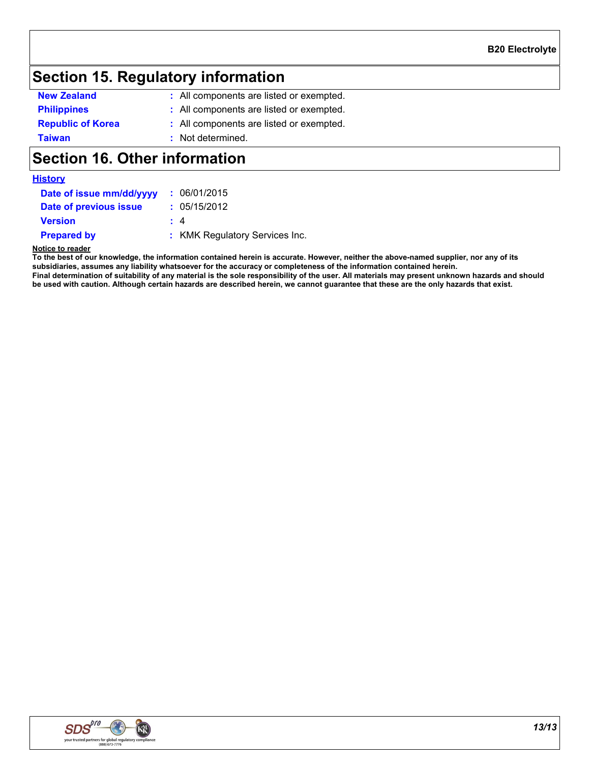## Section 15. Regulatory information

| | |
|---|---|
| **New Zealand** | : All components are listed or exempted. |
| **Philippines** | : All components are listed or exempted. |
| **Republic of Korea** | : All components are listed or exempted. |
| **Taiwan** | : Not determined. |

## Section 16. Other information

**History**

| | |
|---|---|
| **Date of issue mm/dd/yyyy** | : 06/01/2015 |
| **Date of previous issue** | : 05/15/2012 |
| **Version** | : 4 |
| **Prepared by** | : KMK Regulatory Services Inc. |

**Notice to reader**

**To the best of our knowledge, the information contained herein is accurate. However, neither the above-named supplier, nor any of its subsidiaries, assumes any liability whatsoever for the accuracy or completeness of the information contained herein.**
**Final determination of suitability of any material is the sole responsibility of the user. All materials may present unknown hazards and should be used with caution. Although certain hazards are described herein, we cannot guarantee that these are the only hazards that exist.**